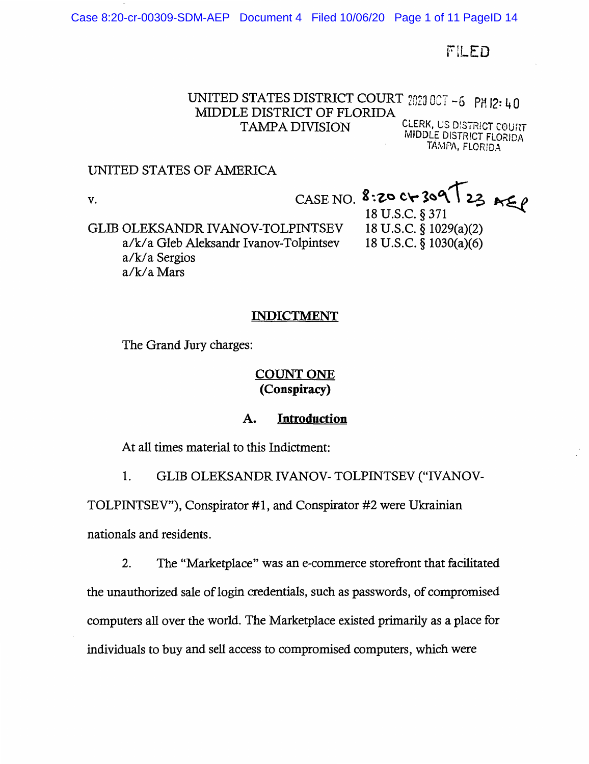FILED

UNITED STATES DISTRICT COURT
MIDDLE DISTRICT OF FLORIDA
TAMPA DIVISION

2020 OCT -6 PM 12:40

CLERK, US DISTRICT COURT
MIDDLE DISTRICT FLORIDA
TAMPA, FLORIDA

UNITED STATES OF AMERICA

v.

CASE NO. 8:20 cr 309 T 23 AEP

18 U.S.C. § 371
18 U.S.C. § 1029(a)(2)
18 U.S.C. § 1030(a)(6)

GLIB OLEKSANDR IVANOV-TOLPINTSEV
a/k/a Gleb Aleksandr Ivanov-Tolpintsev
a/k/a Sergios
a/k/a Mars

## INDICTMENT

The Grand Jury charges:

### COUNT ONE
### (Conspiracy)

#### A. Introduction

At all times material to this Indictment:

1. GLIB OLEKSANDR IVANOV- TOLPINTSEV ("IVANOV-TOLPINTSEV"), Conspirator #1, and Conspirator #2 were Ukrainian nationals and residents.

2. The "Marketplace" was an e-commerce storefront that facilitated the unauthorized sale of login credentials, such as passwords, of compromised computers all over the world. The Marketplace existed primarily as a place for individuals to buy and sell access to compromised computers, which were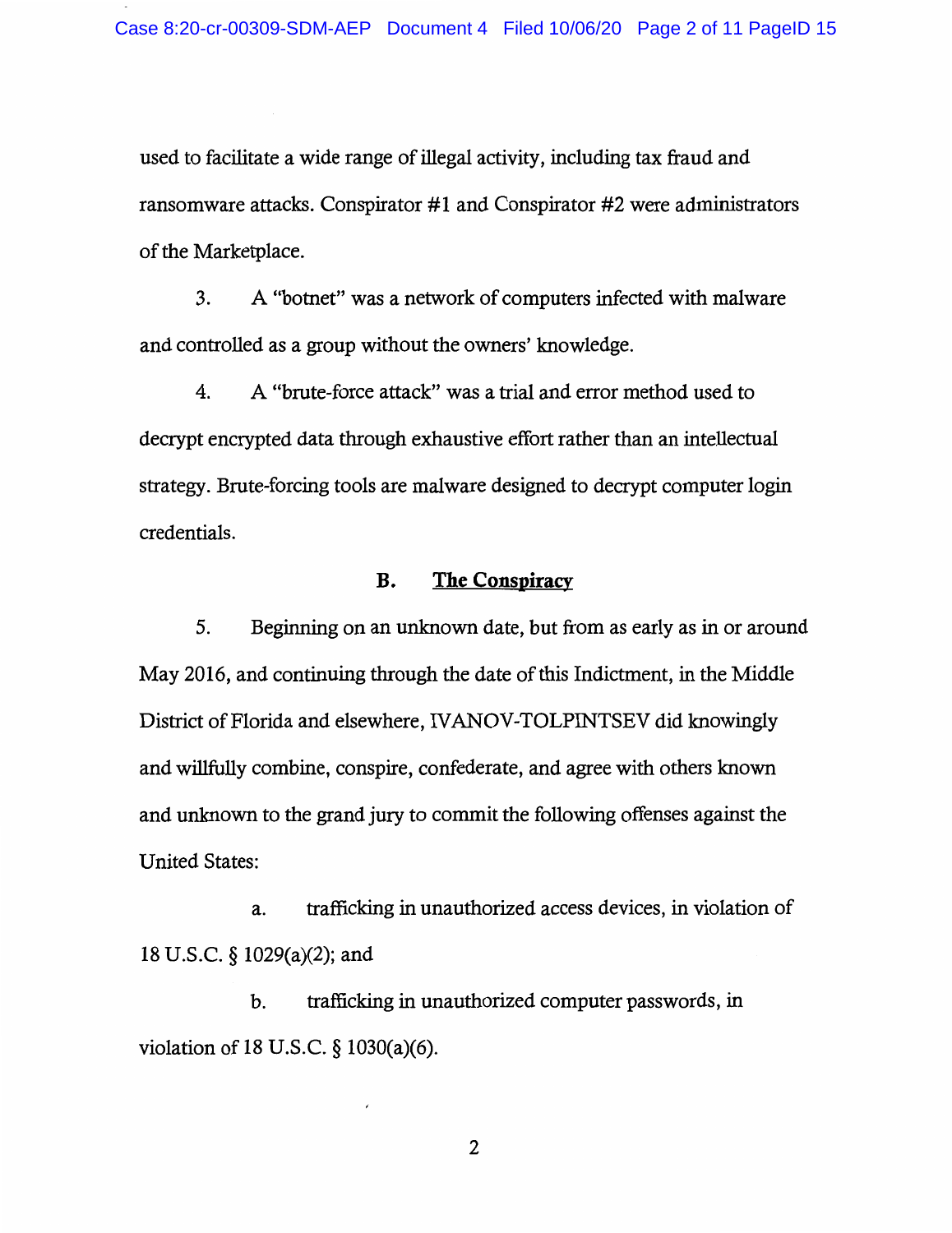used to facilitate a wide range of illegal activity, including tax fraud and ransomware attacks. Conspirator #1 and Conspirator #2 were administrators of the Marketplace.

3. A "botnet" was a network of computers infected with malware and controlled as a group without the owners' knowledge.

4. A "brute-force attack" was a trial and error method used to decrypt encrypted data through exhaustive effort rather than an intellectual strategy. Brute-forcing tools are malware designed to decrypt computer login credentials.

## B. The Conspiracy

5. Beginning on an unknown date, but from as early as in or around May 2016, and continuing through the date of this Indictment, in the Middle District of Florida and elsewhere, IVANOV-TOLPINTSEV did knowingly and willfully combine, conspire, confederate, and agree with others known and unknown to the grand jury to commit the following offenses against the United States:

a. trafficking in unauthorized access devices, in violation of 18 U.S.C. § 1029(a)(2); and

b. trafficking in unauthorized computer passwords, in violation of 18 U.S.C. § 1030(a)(6).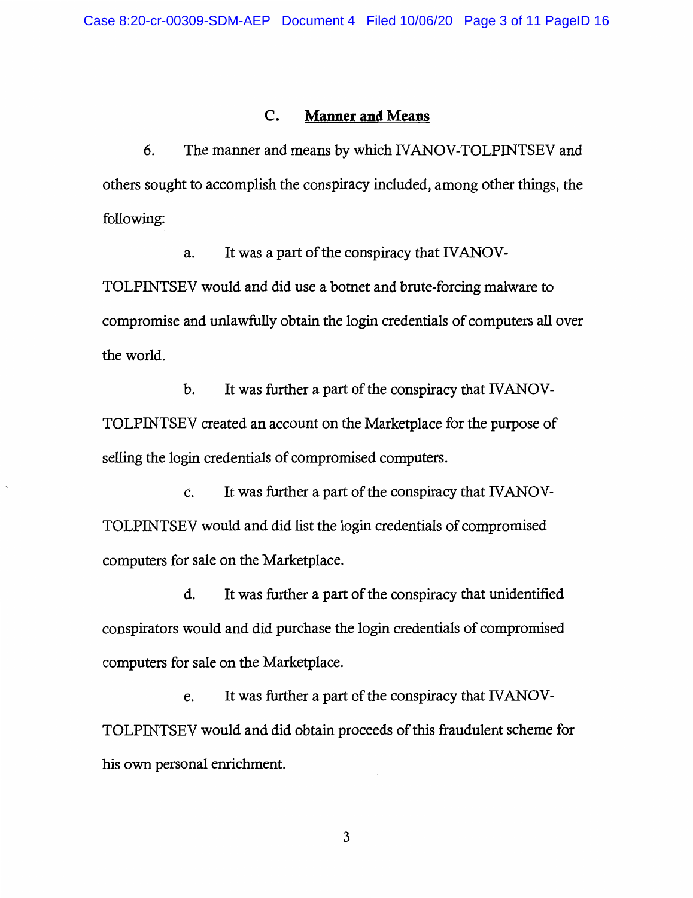### C. Manner and Means

6. The manner and means by which IVANOV-TOLPINTSEV and others sought to accomplish the conspiracy included, among other things, the following:

a. It was a part of the conspiracy that IVANOV-TOLPINTSEV would and did use a botnet and brute-forcing malware to compromise and unlawfully obtain the login credentials of computers all over the world.

b. It was further a part of the conspiracy that IVANOV-TOLPINTSEV created an account on the Marketplace for the purpose of selling the login credentials of compromised computers.

c. It was further a part of the conspiracy that IVANOV-TOLPINTSEV would and did list the login credentials of compromised computers for sale on the Marketplace.

d. It was further a part of the conspiracy that unidentified conspirators would and did purchase the login credentials of compromised computers for sale on the Marketplace.

e. It was further a part of the conspiracy that IVANOV-TOLPINTSEV would and did obtain proceeds of this fraudulent scheme for his own personal enrichment.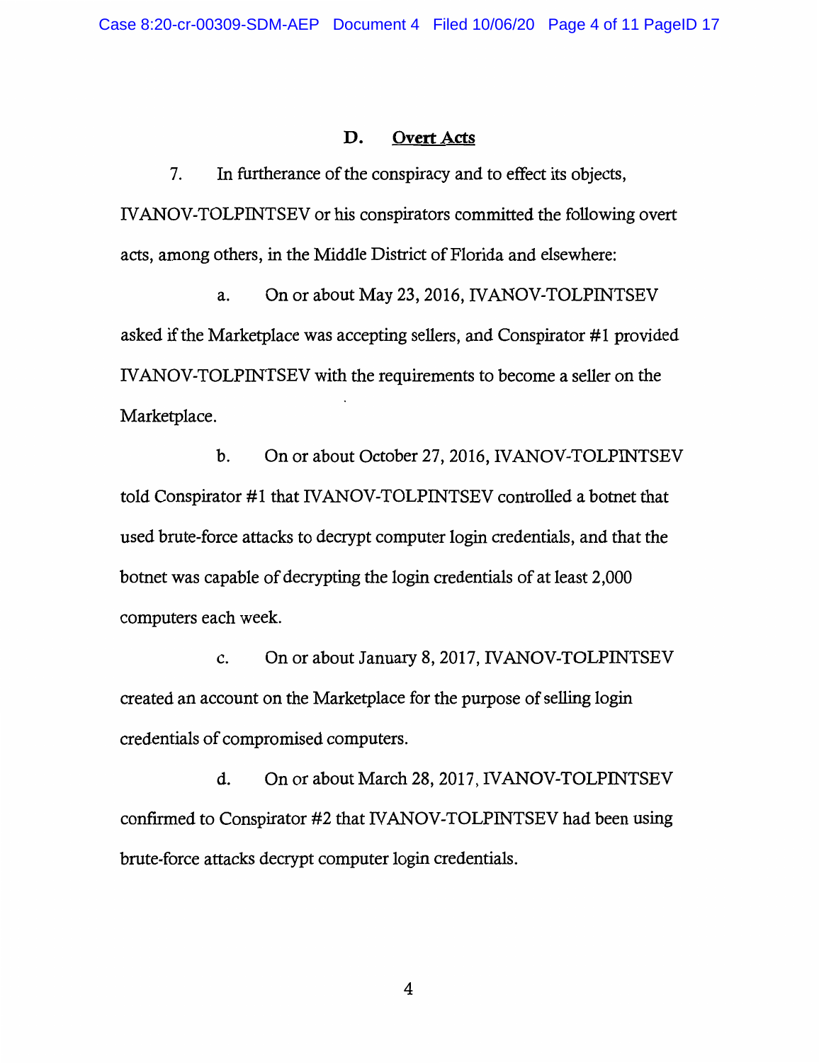### D. Overt Acts

7. In furtherance of the conspiracy and to effect its objects, IVANOV-TOLPINTSEV or his conspirators committed the following overt acts, among others, in the Middle District of Florida and elsewhere:

a. On or about May 23, 2016, IVANOV-TOLPINTSEV asked if the Marketplace was accepting sellers, and Conspirator #1 provided IVANOV-TOLPINTSEV with the requirements to become a seller on the Marketplace.

b. On or about October 27, 2016, IVANOV-TOLPINTSEV told Conspirator #1 that IVANOV-TOLPINTSEV controlled a botnet that used brute-force attacks to decrypt computer login credentials, and that the botnet was capable of decrypting the login credentials of at least 2,000 computers each week.

c. On or about January 8, 2017, IVANOV-TOLPINTSEV created an account on the Marketplace for the purpose of selling login credentials of compromised computers.

d. On or about March 28, 2017, IVANOV-TOLPINTSEV confirmed to Conspirator #2 that IVANOV-TOLPINTSEV had been using brute-force attacks decrypt computer login credentials.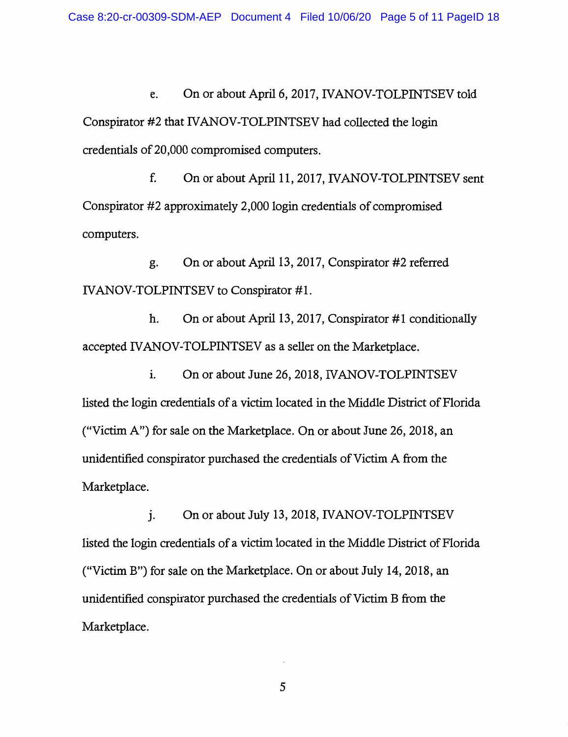e. On or about April 6, 2017, IVANOV-TOLPINTSEV told Conspirator #2 that IVANOV-TOLPINTSEV had collected the login credentials of 20,000 compromised computers.

f. On or about April 11, 2017, IVANOV-TOLPINTSEV sent Conspirator #2 approximately 2,000 login credentials of compromised computers.

g. On or about April 13, 2017, Conspirator #2 referred IVANOV-TOLPINTSEV to Conspirator #1.

h. On or about April 13, 2017, Conspirator #1 conditionally accepted IVANOV-TOLPINTSEV as a seller on the Marketplace.

i. On or about June 26, 2018, IVANOV-TOLPINTSEV listed the login credentials of a victim located in the Middle District of Florida ("Victim A") for sale on the Marketplace. On or about June 26, 2018, an unidentified conspirator purchased the credentials of Victim A from the Marketplace.

j. On or about July 13, 2018, IVANOV-TOLPINTSEV listed the login credentials of a victim located in the Middle District of Florida ("Victim B") for sale on the Marketplace. On or about July 14, 2018, an unidentified conspirator purchased the credentials of Victim B from the Marketplace.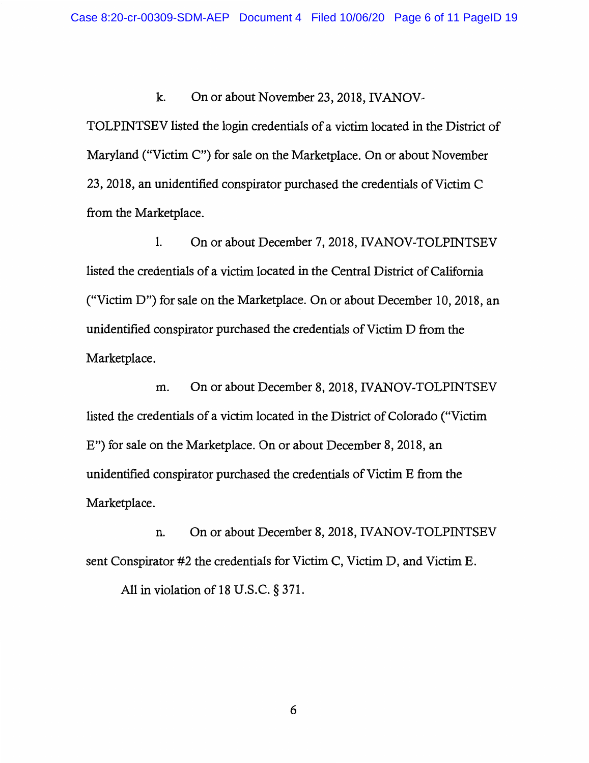k. On or about November 23, 2018, IVANOV-TOLPINTSEV listed the login credentials of a victim located in the District of Maryland ("Victim C") for sale on the Marketplace. On or about November 23, 2018, an unidentified conspirator purchased the credentials of Victim C from the Marketplace.

l. On or about December 7, 2018, IVANOV-TOLPINTSEV listed the credentials of a victim located in the Central District of California ("Victim D") for sale on the Marketplace. On or about December 10, 2018, an unidentified conspirator purchased the credentials of Victim D from the Marketplace.

m. On or about December 8, 2018, IVANOV-TOLPINTSEV listed the credentials of a victim located in the District of Colorado ("Victim E") for sale on the Marketplace. On or about December 8, 2018, an unidentified conspirator purchased the credentials of Victim E from the Marketplace.

n. On or about December 8, 2018, IVANOV-TOLPINTSEV sent Conspirator #2 the credentials for Victim C, Victim D, and Victim E.

All in violation of 18 U.S.C. § 371.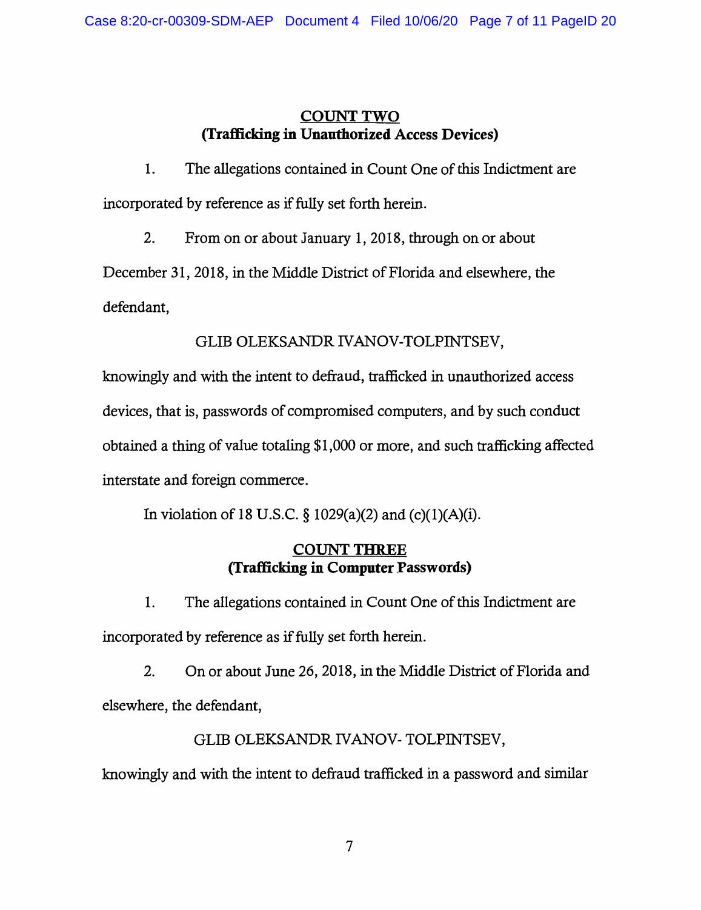## COUNT TWO
## (Trafficking in Unauthorized Access Devices)

1. The allegations contained in Count One of this Indictment are incorporated by reference as if fully set forth herein.

2. From on or about January 1, 2018, through on or about December 31, 2018, in the Middle District of Florida and elsewhere, the defendant,

GLIB OLEKSANDR IVANOV-TOLPINTSEV,

knowingly and with the intent to defraud, trafficked in unauthorized access devices, that is, passwords of compromised computers, and by such conduct obtained a thing of value totaling $1,000 or more, and such trafficking affected interstate and foreign commerce.

In violation of 18 U.S.C. § 1029(a)(2) and (c)(1)(A)(i).

## COUNT THREE
## (Trafficking in Computer Passwords)

1. The allegations contained in Count One of this Indictment are incorporated by reference as if fully set forth herein.

2. On or about June 26, 2018, in the Middle District of Florida and elsewhere, the defendant,

GLIB OLEKSANDR IVANOV- TOLPINTSEV,

knowingly and with the intent to defraud trafficked in a password and similar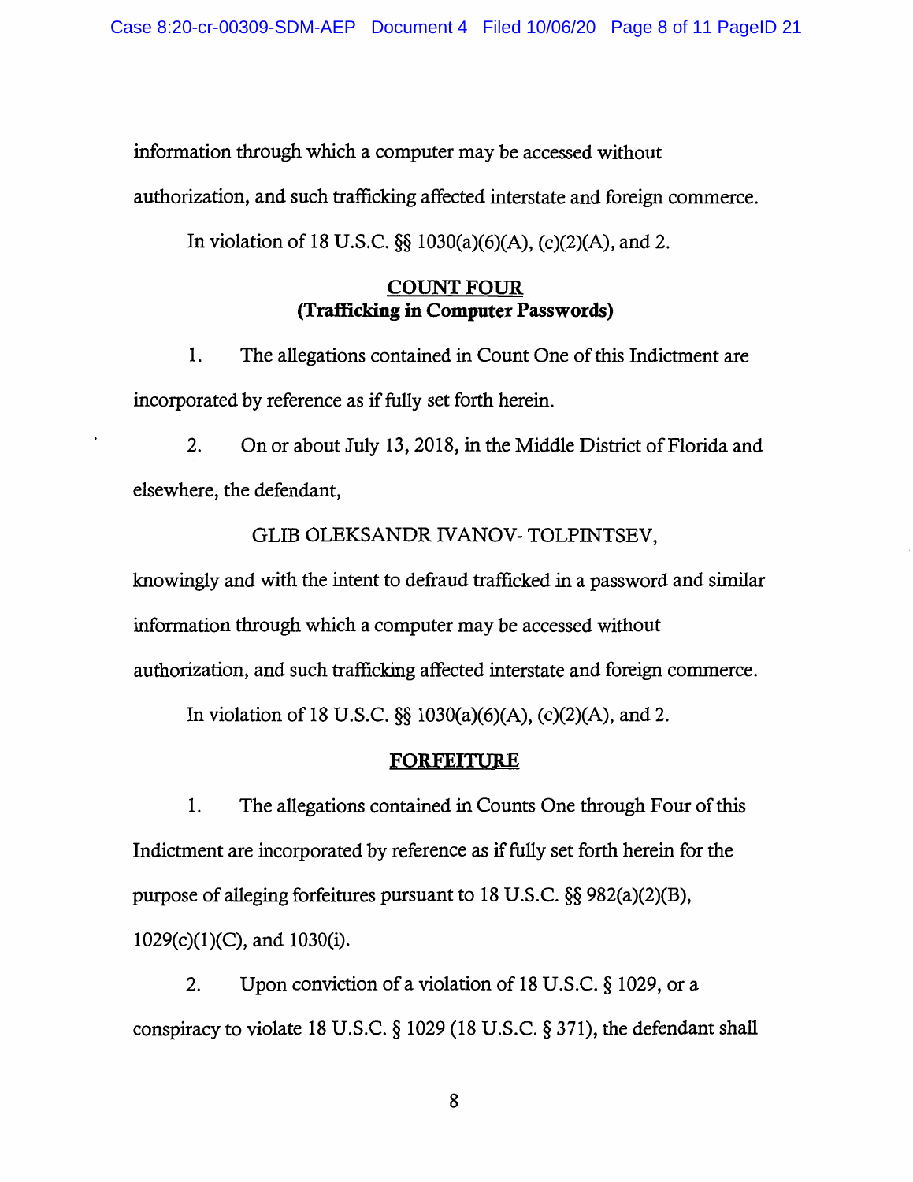information through which a computer may be accessed without authorization, and such trafficking affected interstate and foreign commerce.

In violation of 18 U.S.C. §§ 1030(a)(6)(A), (c)(2)(A), and 2.

## COUNT FOUR
## (Trafficking in Computer Passwords)

1. The allegations contained in Count One of this Indictment are incorporated by reference as if fully set forth herein.

2. On or about July 13, 2018, in the Middle District of Florida and elsewhere, the defendant,

GLIB OLEKSANDR IVANOV- TOLPINTSEV,

knowingly and with the intent to defraud trafficked in a password and similar information through which a computer may be accessed without authorization, and such trafficking affected interstate and foreign commerce.

In violation of 18 U.S.C. §§ 1030(a)(6)(A), (c)(2)(A), and 2.

## FORFEITURE

1. The allegations contained in Counts One through Four of this Indictment are incorporated by reference as if fully set forth herein for the purpose of alleging forfeitures pursuant to 18 U.S.C. §§ 982(a)(2)(B), 1029(c)(1)(C), and 1030(i).

2. Upon conviction of a violation of 18 U.S.C. § 1029, or a conspiracy to violate 18 U.S.C. § 1029 (18 U.S.C. § 371), the defendant shall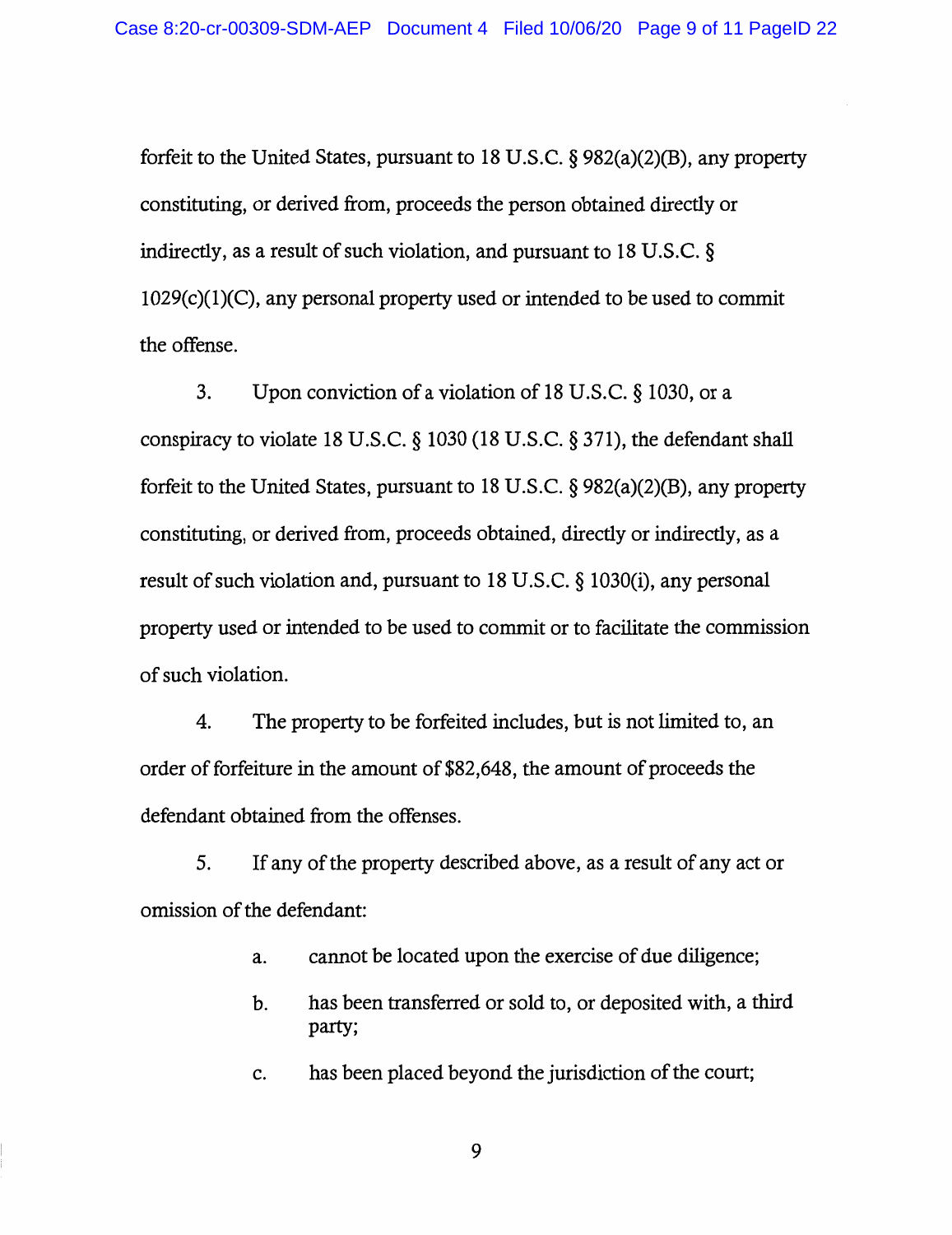forfeit to the United States, pursuant to 18 U.S.C. § 982(a)(2)(B), any property constituting, or derived from, proceeds the person obtained directly or indirectly, as a result of such violation, and pursuant to 18 U.S.C. § 1029(c)(1)(C), any personal property used or intended to be used to commit the offense.

3. Upon conviction of a violation of 18 U.S.C. § 1030, or a conspiracy to violate 18 U.S.C. § 1030 (18 U.S.C. § 371), the defendant shall forfeit to the United States, pursuant to 18 U.S.C. § 982(a)(2)(B), any property constituting, or derived from, proceeds obtained, directly or indirectly, as a result of such violation and, pursuant to 18 U.S.C. § 1030(i), any personal property used or intended to be used to commit or to facilitate the commission of such violation.

4. The property to be forfeited includes, but is not limited to, an order of forfeiture in the amount of $82,648, the amount of proceeds the defendant obtained from the offenses.

5. If any of the property described above, as a result of any act or omission of the defendant:

   a. cannot be located upon the exercise of due diligence;

   b. has been transferred or sold to, or deposited with, a third party;

   c. has been placed beyond the jurisdiction of the court;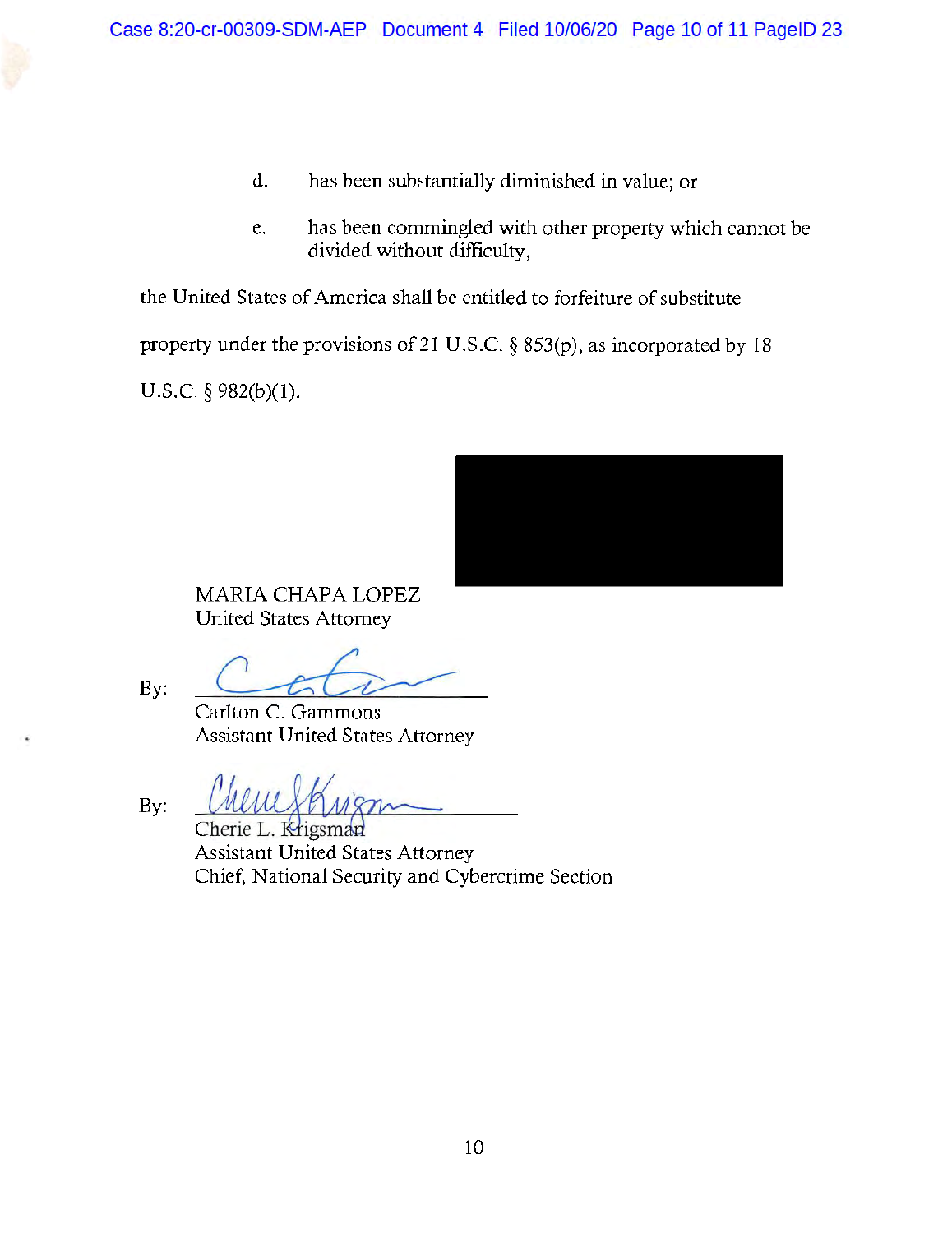d. has been substantially diminished in value; or

e. has been commingled with other property which cannot be divided without difficulty,

the United States of America shall be entitled to forfeiture of substitute property under the provisions of 21 U.S.C. § 853(p), as incorporated by 18 U.S.C. § 982(b)(1).

MARIA CHAPA LOPEZ
United States Attorney

By: ______________________
Carlton C. Gammons
Assistant United States Attorney

By: ______________________
Cherie L. Krigsman
Assistant United States Attorney
Chief, National Security and Cybercrime Section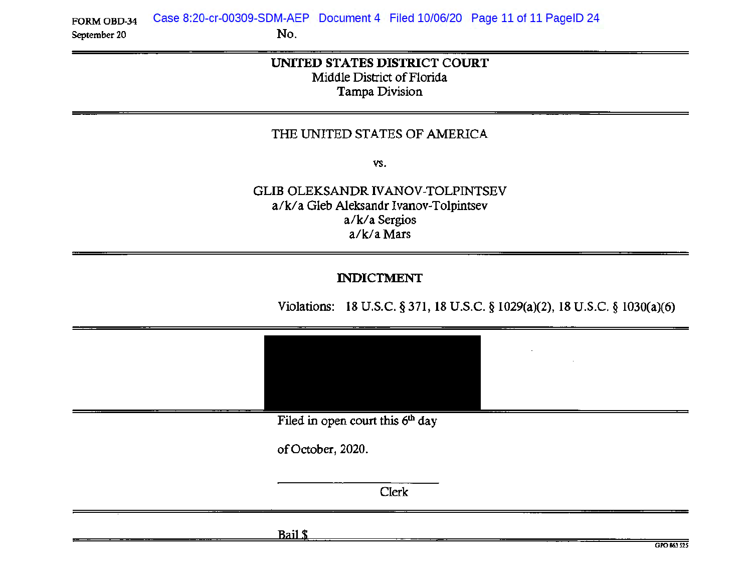FORM OBD-34
September 20

No.

**UNITED STATES DISTRICT COURT**
Middle District of Florida
Tampa Division

THE UNITED STATES OF AMERICA

vs.

GLIB OLEKSANDR IVANOV-TOLPINTSEV
a/k/a Gleb Aleksandr Ivanov-Tolpintsev
a/k/a Sergios
a/k/a Mars

# INDICTMENT

Violations: 18 U.S.C. § 371, 18 U.S.C. § 1029(a)(2), 18 U.S.C. § 1030(a)(6)

Filed in open court this 6th day

of October, 2020.

\_\_\_\_\_\_\_\_\_\_\_\_\_\_\_\_\_\_\_\_\_\_\_\_
Clerk

Bail $

GPO 863 525